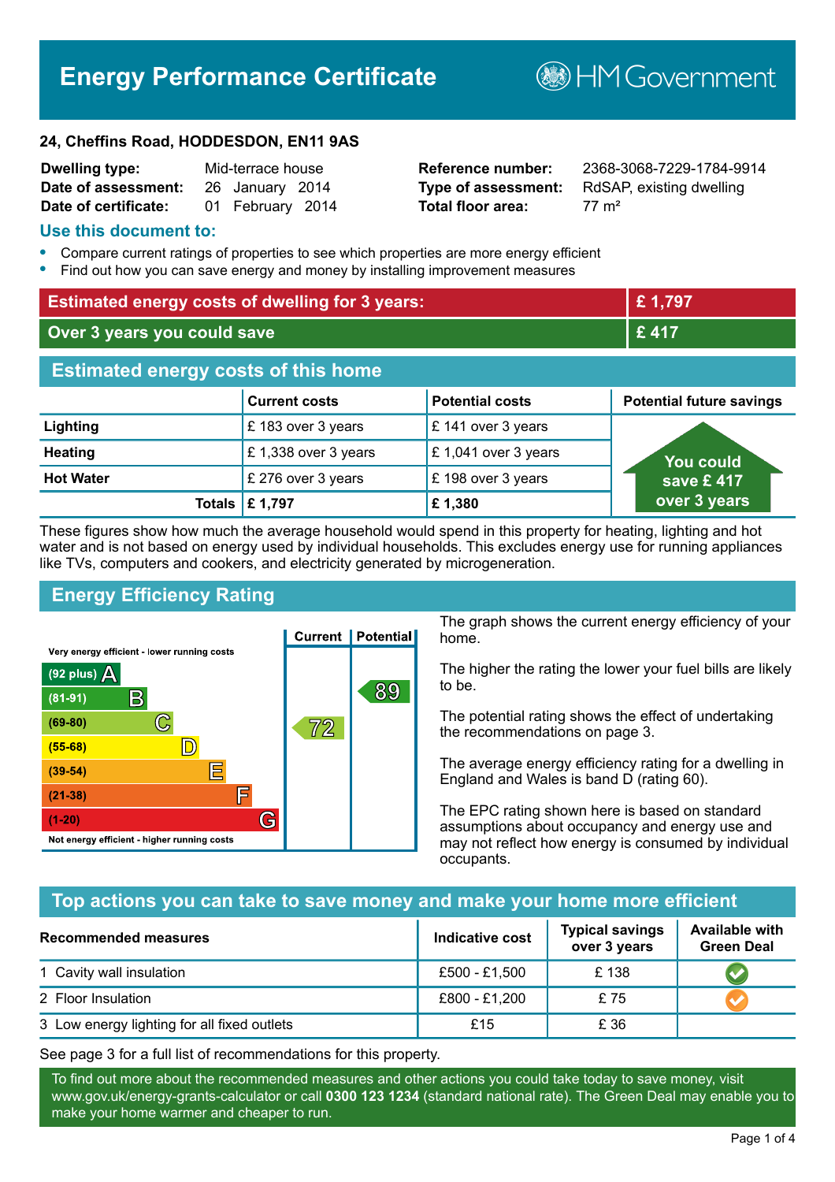# Energy Performance Certificate

HM Government

**24, Cheffins Road, HODDESDON, EN11 9AS**

| | | | |
|---|---|---|---|
| **Dwelling type:** | Mid-terrace house | **Reference number:** | 2368-3068-7229-1784-9914 |
| **Date of assessment:** | 26 January 2014 | **Type of assessment:** | RdSAP, existing dwelling |
| **Date of certificate:** | 01 February 2014 | **Total floor area:** | 77 m² |

## Use this document to:

- Compare current ratings of properties to see which properties are more energy efficient
- Find out how you can save energy and money by installing improvement measures

| | |
|---|---|
| **Estimated energy costs of dwelling for 3 years:** | **£ 1,797** |
| **Over 3 years you could save** | **£ 417** |

## Estimated energy costs of this home

| | Current costs | Potential costs | Potential future savings |
|---|---|---|---|
| **Lighting** | £ 183 over 3 years | £ 141 over 3 years | You could save £ 417 over 3 years |
| **Heating** | £ 1,338 over 3 years | £ 1,041 over 3 years | |
| **Hot Water** | £ 276 over 3 years | £ 198 over 3 years | |
| **Totals** | **£ 1,797** | **£ 1,380** | |

These figures show how much the average household would spend in this property for heating, lighting and hot water and is not based on energy used by individual households. This excludes energy use for running appliances like TVs, computers and cookers, and electricity generated by microgeneration.

## Energy Efficiency Rating

Very energy efficient - lower running costs

| Rating | Current | Potential |
|---|---|---|
| (92 plus) A | | |
| (81-91) B | | 89 |
| (69-80) C | 72 | |
| (55-68) D | | |
| (39-54) E | | |
| (21-38) F | | |
| (1-20) G | | |

Not energy efficient - higher running costs

The graph shows the current energy efficiency of your home.

The higher the rating the lower your fuel bills are likely to be.

The potential rating shows the effect of undertaking the recommendations on page 3.

The average energy efficiency rating for a dwelling in England and Wales is band D (rating 60).

The EPC rating shown here is based on standard assumptions about occupancy and energy use and may not reflect how energy is consumed by individual occupants.

## Top actions you can take to save money and make your home more efficient

| Recommended measures | Indicative cost | Typical savings over 3 years | Available with Green Deal |
|---|---|---|---|
| 1 Cavity wall insulation | £500 - £1,500 | £ 138 | ✔ |
| 2 Floor Insulation | £800 - £1,200 | £ 75 | ✔ |
| 3 Low energy lighting for all fixed outlets | £15 | £ 36 | |

See page 3 for a full list of recommendations for this property.

To find out more about the recommended measures and other actions you could take today to save money, visit www.gov.uk/energy-grants-calculator or call **0300 123 1234** (standard national rate). The Green Deal may enable you to make your home warmer and cheaper to run.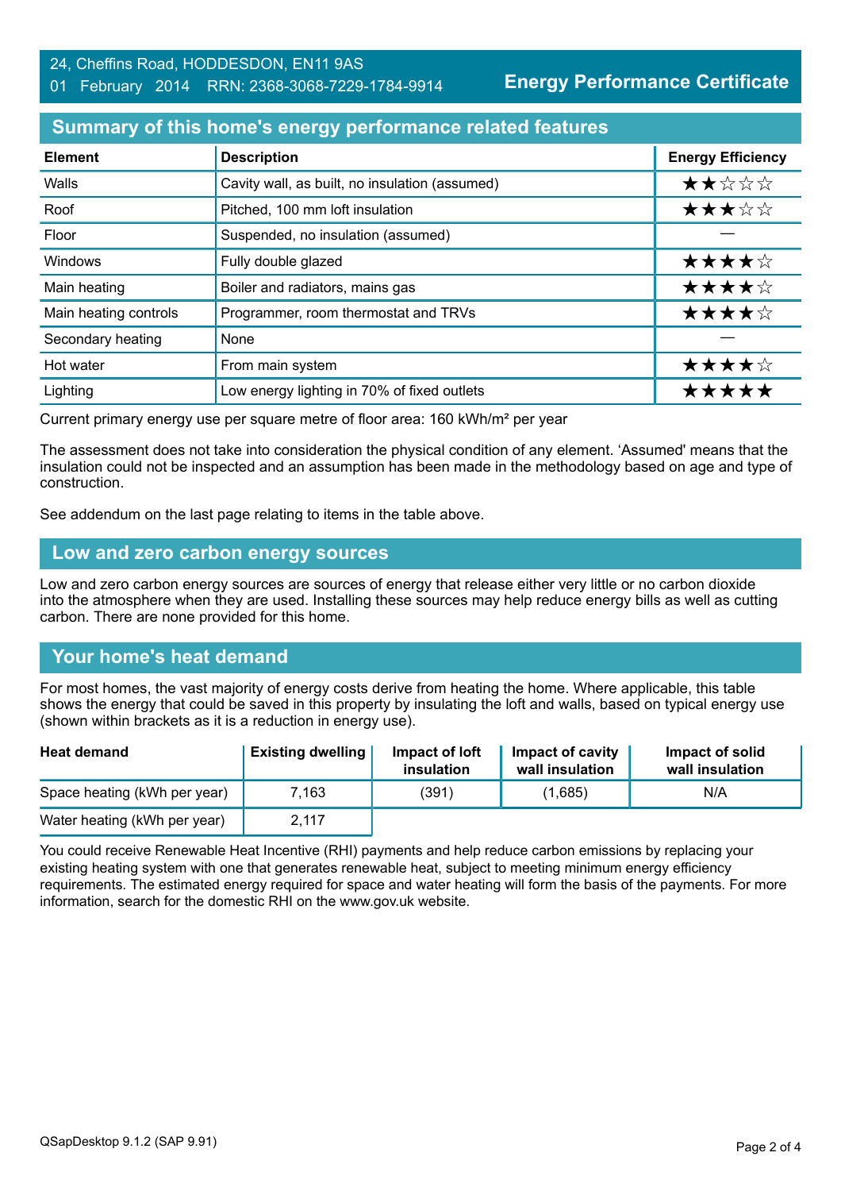24, Cheffins Road, HODDESDON, EN11 9AS
01 February 2014 RRN: 2368-3068-7229-1784-9914

**Energy Performance Certificate**

## Summary of this home's energy performance related features

| Element | Description | Energy Efficiency |
|---|---|---|
| Walls | Cavity wall, as built, no insulation (assumed) | ★★☆☆☆ |
| Roof | Pitched, 100 mm loft insulation | ★★★☆☆ |
| Floor | Suspended, no insulation (assumed) | — |
| Windows | Fully double glazed | ★★★★☆ |
| Main heating | Boiler and radiators, mains gas | ★★★★☆ |
| Main heating controls | Programmer, room thermostat and TRVs | ★★★★☆ |
| Secondary heating | None | — |
| Hot water | From main system | ★★★★☆ |
| Lighting | Low energy lighting in 70% of fixed outlets | ★★★★★ |

Current primary energy use per square metre of floor area: 160 kWh/m² per year

The assessment does not take into consideration the physical condition of any element. 'Assumed' means that the insulation could not be inspected and an assumption has been made in the methodology based on age and type of construction.

See addendum on the last page relating to items in the table above.

## Low and zero carbon energy sources

Low and zero carbon energy sources are sources of energy that release either very little or no carbon dioxide into the atmosphere when they are used. Installing these sources may help reduce energy bills as well as cutting carbon. There are none provided for this home.

## Your home's heat demand

For most homes, the vast majority of energy costs derive from heating the home. Where applicable, this table shows the energy that could be saved in this property by insulating the loft and walls, based on typical energy use (shown within brackets as it is a reduction in energy use).

| Heat demand | Existing dwelling | Impact of loft insulation | Impact of cavity wall insulation | Impact of solid wall insulation |
|---|---|---|---|---|
| Space heating (kWh per year) | 7,163 | (391) | (1,685) | N/A |
| Water heating (kWh per year) | 2,117 | | | |

You could receive Renewable Heat Incentive (RHI) payments and help reduce carbon emissions by replacing your existing heating system with one that generates renewable heat, subject to meeting minimum energy efficiency requirements. The estimated energy required for space and water heating will form the basis of the payments. For more information, search for the domestic RHI on the www.gov.uk website.

QSapDesktop 9.1.2 (SAP 9.91)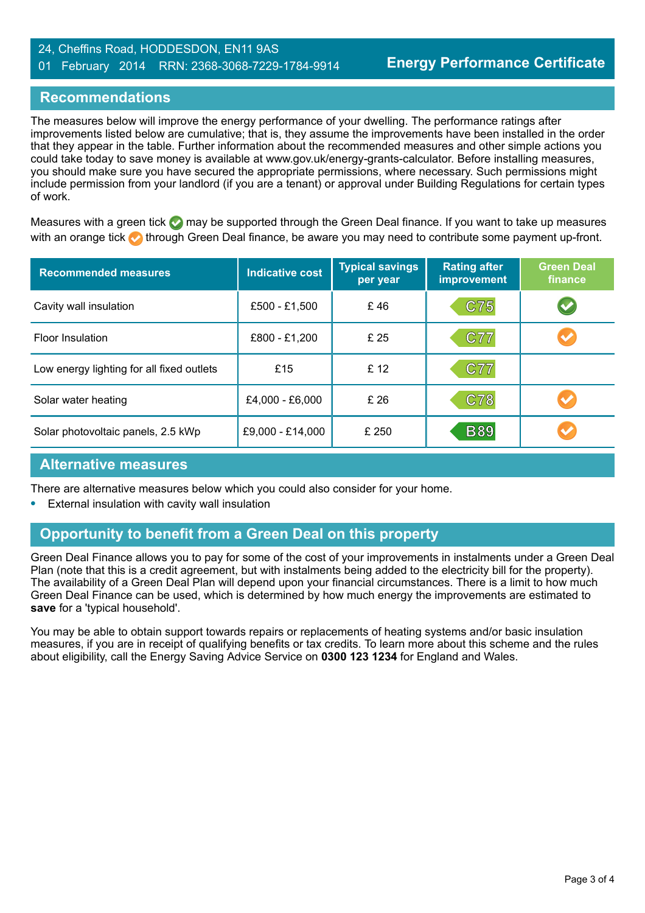24, Cheffins Road, HODDESDON, EN11 9AS
01 February 2014 RRN: 2368-3068-7229-1784-9914

**Energy Performance Certificate**

## Recommendations

The measures below will improve the energy performance of your dwelling. The performance ratings after improvements listed below are cumulative; that is, they assume the improvements have been installed in the order that they appear in the table. Further information about the recommended measures and other simple actions you could take today to save money is available at www.gov.uk/energy-grants-calculator. Before installing measures, you should make sure you have secured the appropriate permissions, where necessary. Such permissions might include permission from your landlord (if you are a tenant) or approval under Building Regulations for certain types of work.

Measures with a green tick ✅ may be supported through the Green Deal finance. If you want to take up measures with an orange tick ✅ through Green Deal finance, be aware you may need to contribute some payment up-front.

| Recommended measures | Indicative cost | Typical savings per year | Rating after improvement | Green Deal finance |
|---|---|---|---|---|
| Cavity wall insulation | £500 - £1,500 | £ 46 | C75 | ✅ (green) |
| Floor Insulation | £800 - £1,200 | £ 25 | C77 | ✅ (orange) |
| Low energy lighting for all fixed outlets | £15 | £ 12 | C77 | |
| Solar water heating | £4,000 - £6,000 | £ 26 | C78 | ✅ (orange) |
| Solar photovoltaic panels, 2.5 kWp | £9,000 - £14,000 | £ 250 | B89 | ✅ (orange) |

## Alternative measures

There are alternative measures below which you could also consider for your home.

- External insulation with cavity wall insulation

## Opportunity to benefit from a Green Deal on this property

Green Deal Finance allows you to pay for some of the cost of your improvements in instalments under a Green Deal Plan (note that this is a credit agreement, but with instalments being added to the electricity bill for the property). The availability of a Green Deal Plan will depend upon your financial circumstances. There is a limit to how much Green Deal Finance can be used, which is determined by how much energy the improvements are estimated to **save** for a 'typical household'.

You may be able to obtain support towards repairs or replacements of heating systems and/or basic insulation measures, if you are in receipt of qualifying benefits or tax credits. To learn more about this scheme and the rules about eligibility, call the Energy Saving Advice Service on **0300 123 1234** for England and Wales.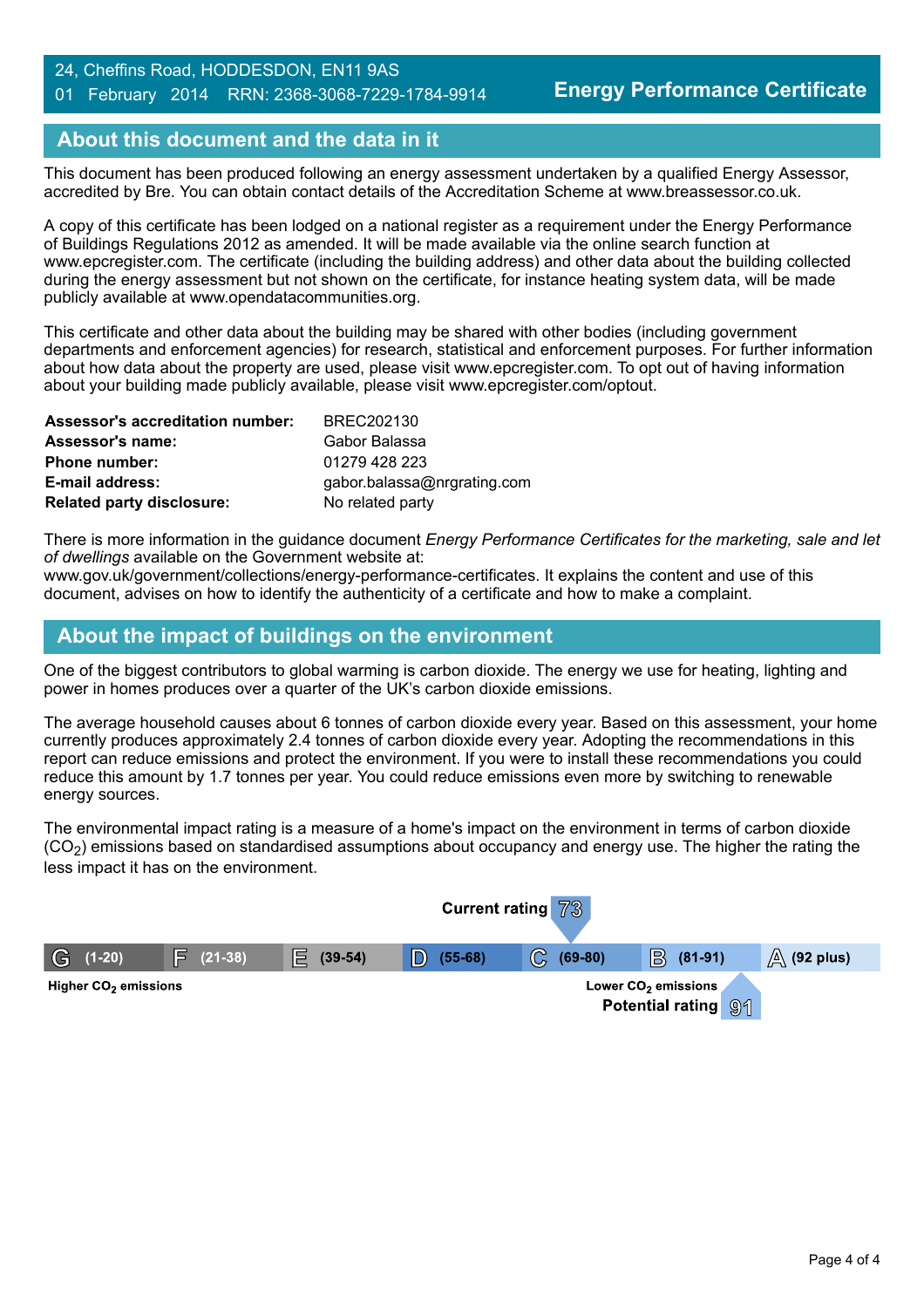24, Cheffins Road, HODDESDON, EN11 9AS
01 February 2014 RRN: 2368-3068-7229-1784-9914

**Energy Performance Certificate**

## About this document and the data in it

This document has been produced following an energy assessment undertaken by a qualified Energy Assessor, accredited by Bre. You can obtain contact details of the Accreditation Scheme at www.breassessor.co.uk.

A copy of this certificate has been lodged on a national register as a requirement under the Energy Performance of Buildings Regulations 2012 as amended. It will be made available via the online search function at www.epcregister.com. The certificate (including the building address) and other data about the building collected during the energy assessment but not shown on the certificate, for instance heating system data, will be made publicly available at www.opendatacommunities.org.

This certificate and other data about the building may be shared with other bodies (including government departments and enforcement agencies) for research, statistical and enforcement purposes. For further information about how data about the property are used, please visit www.epcregister.com. To opt out of having information about your building made publicly available, please visit www.epcregister.com/optout.

| | |
|---|---|
| **Assessor's accreditation number:** | BREC202130 |
| **Assessor's name:** | Gabor Balassa |
| **Phone number:** | 01279 428 223 |
| **E-mail address:** | gabor.balassa@nrgrating.com |
| **Related party disclosure:** | No related party |

There is more information in the guidance document *Energy Performance Certificates for the marketing, sale and let of dwellings* available on the Government website at: www.gov.uk/government/collections/energy-performance-certificates. It explains the content and use of this document, advises on how to identify the authenticity of a certificate and how to make a complaint.

## About the impact of buildings on the environment

One of the biggest contributors to global warming is carbon dioxide. The energy we use for heating, lighting and power in homes produces over a quarter of the UK's carbon dioxide emissions.

The average household causes about 6 tonnes of carbon dioxide every year. Based on this assessment, your home currently produces approximately 2.4 tonnes of carbon dioxide every year. Adopting the recommendations in this report can reduce emissions and protect the environment. If you were to install these recommendations you could reduce this amount by 1.7 tonnes per year. You could reduce emissions even more by switching to renewable energy sources.

The environmental impact rating is a measure of a home's impact on the environment in terms of carbon dioxide ($CO_2$) emissions based on standardised assumptions about occupancy and energy use. The higher the rating the less impact it has on the environment.

Current rating 73

G (1-20)
F (21-38)
E (39-54)
D (55-68)
C (69-80)
B (81-91)
A (92 plus)

Higher $CO_2$ emissions

Lower $CO_2$ emissions

Potential rating 91